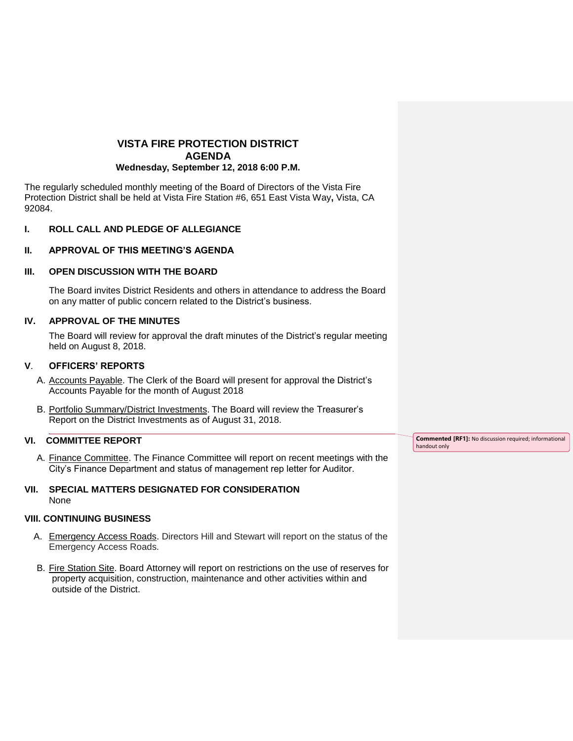# VISTA FIRE PROTECTION DISTRICT
## AGENDA
**Wednesday, September 12, 2018 6:00 P.M.**

The regularly scheduled monthly meeting of the Board of Directors of the Vista Fire Protection District shall be held at Vista Fire Station #6, 651 East Vista Way**,** Vista, CA 92084.

### I. ROLL CALL AND PLEDGE OF ALLEGIANCE

### II. APPROVAL OF THIS MEETING'S AGENDA

### III. OPEN DISCUSSION WITH THE BOARD

The Board invites District Residents and others in attendance to address the Board on any matter of public concern related to the District's business.

### IV. APPROVAL OF THE MINUTES

The Board will review for approval the draft minutes of the District's regular meeting held on August 8, 2018.

### V. OFFICERS' REPORTS

A. Accounts Payable. The Clerk of the Board will present for approval the District's Accounts Payable for the month of August 2018

B. Portfolio Summary/District Investments. The Board will review the Treasurer's Report on the District Investments as of August 31, 2018.

**Commented [RF1]:** No discussion required; informational handout only

### VI. COMMITTEE REPORT

A. Finance Committee. The Finance Committee will report on recent meetings with the City's Finance Department and status of management rep letter for Auditor.

### VII. SPECIAL MATTERS DESIGNATED FOR CONSIDERATION

None

### VIII. CONTINUING BUSINESS

A. Emergency Access Roads. Directors Hill and Stewart will report on the status of the Emergency Access Roads.

B. Fire Station Site. Board Attorney will report on restrictions on the use of reserves for property acquisition, construction, maintenance and other activities within and outside of the District.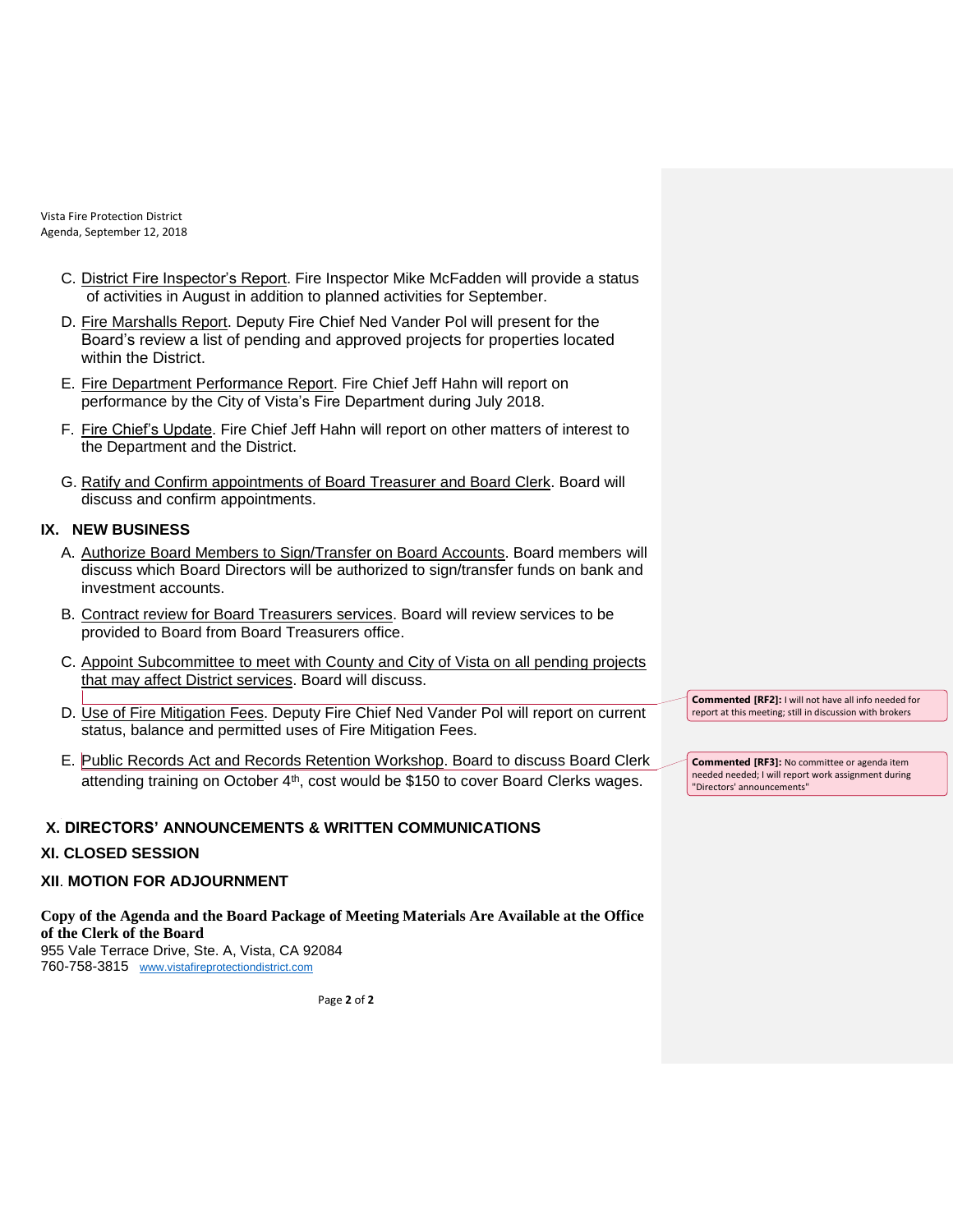- C. District Fire Inspector's Report. Fire Inspector Mike McFadden will provide a status of activities in August in addition to planned activities for September.
- D. Fire Marshalls Report. Deputy Fire Chief Ned Vander Pol will present for the Board's review a list of pending and approved projects for properties located within the District.
- E. Fire Department Performance Report. Fire Chief Jeff Hahn will report on performance by the City of Vista's Fire Department during July 2018.
- F. Fire Chief's Update. Fire Chief Jeff Hahn will report on other matters of interest to the Department and the District.
- G. Ratify and Confirm appointments of Board Treasurer and Board Clerk. Board will discuss and confirm appointments.

## IX. NEW BUSINESS

- A. Authorize Board Members to Sign/Transfer on Board Accounts. Board members will discuss which Board Directors will be authorized to sign/transfer funds on bank and investment accounts.
- B. Contract review for Board Treasurers services. Board will review services to be provided to Board from Board Treasurers office.
- C. Appoint Subcommittee to meet with County and City of Vista on all pending projects that may affect District services. Board will discuss.
- D. Use of Fire Mitigation Fees. Deputy Fire Chief Ned Vander Pol will report on current status, balance and permitted uses of Fire Mitigation Fees.
- E. Public Records Act and Records Retention Workshop. Board to discuss Board Clerk attending training on October 4th, cost would be $150 to cover Board Clerks wages.

**Commented [RF2]:** I will not have all info needed for report at this meeting; still in discussion with brokers

**Commented [RF3]:** No committee or agenda item needed needed; I will report work assignment during "Directors' announcements"

## X. DIRECTORS' ANNOUNCEMENTS & WRITTEN COMMUNICATIONS

## XI. CLOSED SESSION

## XII. MOTION FOR ADJOURNMENT

**Copy of the Agenda and the Board Package of Meeting Materials Are Available at the Office of the Clerk of the Board**
955 Vale Terrace Drive, Ste. A, Vista, CA 92084
760-758-3815 www.vistafireprotectiondistrict.com